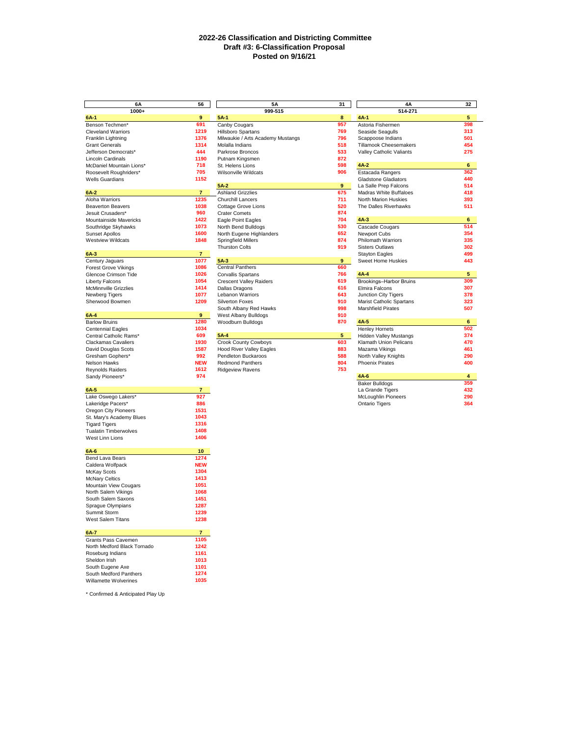# 2022-26 Classification and Districting Committee
## Draft #3: 6-Classification Proposal
### Posted on 9/16/21

| 6A | 56 |
|---|---|
| 1000+ | |
| **6A-1** | **9** |
| Benson Techmen* | 691 |
| Cleveland Warriors | 1219 |
| Franklin Lightning | 1376 |
| Grant Generals | 1314 |
| Jefferson Democrats* | 444 |
| Lincoln Cardinals | 1190 |
| McDaniel Mountain Lions* | 718 |
| Roosevelt Roughriders* | 705 |
| Wells Guardians | 1152 |
| **6A-2** | **7** |
| Aloha Warriors | 1235 |
| Beaverton Beavers | 1038 |
| Jesuit Crusaders* | 960 |
| Mountainside Mavericks | 1422 |
| Southridge Skyhawks | 1073 |
| Sunset Apollos | 1600 |
| Westview Wildcats | 1848 |
| **6A-3** | **7** |
| Century Jaguars | 1077 |
| Forest Grove Vikings | 1086 |
| Glencoe Crimson Tide | 1026 |
| Liberty Falcons | 1054 |
| McMinnville Grizzlies | 1414 |
| Newberg Tigers | 1077 |
| Sherwood Bowmen | 1209 |
| **6A-4** | **9** |
| Barlow Bruins | 1280 |
| Centennial Eagles | 1034 |
| Central Catholic Rams* | 609 |
| Clackamas Cavaliers | 1930 |
| David Douglas Scots | 1587 |
| Gresham Gophers* | 992 |
| Nelson Hawks | NEW |
| Reynolds Raiders | 1612 |
| Sandy Pioneers* | 974 |
| **6A-5** | **7** |
| Lake Oswego Lakers* | 927 |
| Lakeridge Pacers* | 886 |
| Oregon City Pioneers | 1531 |
| St. Mary's Academy Blues | 1043 |
| Tigard Tigers | 1316 |
| Tualatin Timberwolves | 1408 |
| West Linn Lions | 1406 |
| **6A-6** | **10** |
| Bend Lava Bears | 1274 |
| Caldera Wolfpack | NEW |
| McKay Scots | 1304 |
| McNary Celtics | 1413 |
| Mountain View Cougars | 1051 |
| North Salem Vikings | 1068 |
| South Salem Saxons | 1451 |
| Sprague Olympians | 1287 |
| Summit Storm | 1239 |
| West Salem Titans | 1238 |
| **6A-7** | **7** |
| Grants Pass Cavemen | 1105 |
| North Medford Black Tornado | 1242 |
| Roseburg Indians | 1161 |
| Sheldon Irish | 1013 |
| South Eugene Axe | 1101 |
| South Medford Panthers | 1274 |
| Willamette Wolverines | 1035 |

| 5A | 31 |
|---|---|
| 999-515 | |
| **5A-1** | **8** |
| Canby Cougars | 957 |
| Hillsboro Spartans | 769 |
| Milwaukie / Arts Academy Mustangs | 796 |
| Molalla Indians | 518 |
| Parkrose Broncos | 533 |
| Putnam Kingsmen | 872 |
| St. Helens Lions | 598 |
| Wilsonville Wildcats | 906 |
| **5A-2** | **9** |
| Ashland Grizzlies | 675 |
| Churchill Lancers | 711 |
| Cottage Grove Lions | 520 |
| Crater Comets | 874 |
| Eagle Point Eagles | 704 |
| North Bend Bulldogs | 530 |
| North Eugene Highlanders | 652 |
| Springfield Millers | 874 |
| Thurston Colts | 919 |
| **5A-3** | **9** |
| Central Panthers | 660 |
| Corvallis Spartans | 766 |
| Crescent Valley Raiders | 619 |
| Dallas Dragons | 616 |
| Lebanon Warriors | 643 |
| Silverton Foxes | 910 |
| South Albany Red Hawks | 998 |
| West Albany Bulldogs | 910 |
| Woodburn Bulldogs | 870 |
| **5A-4** | **5** |
| Crook County Cowboys | 603 |
| Hood River Valley Eagles | 883 |
| Pendleton Buckaroos | 588 |
| Redmond Panthers | 804 |
| Ridgeview Ravens | 753 |

| 4A | 32 |
|---|---|
| 514-271 | |
| **4A-1** | **5** |
| Astoria Fishermen | 398 |
| Seaside Seagulls | 313 |
| Scappoose Indians | 501 |
| Tillamook Cheesemakers | 454 |
| Valley Catholic Valiants | 275 |
| **4A-2** | **6** |
| Estacada Rangers | 362 |
| Gladstone Gladiators | 440 |
| La Salle Prep Falcons | 514 |
| Madras White Buffaloes | 418 |
| North Marion Huskies | 393 |
| The Dalles Riverhawks | 511 |
| **4A-3** | **6** |
| Cascade Cougars | 514 |
| Newport Cubs | 354 |
| Philomath Warriors | 335 |
| Sisters Outlaws | 302 |
| Stayton Eagles | 499 |
| Sweet Home Huskies | 443 |
| **4A-4** | **5** |
| Brookings–Harbor Bruins | 309 |
| Elmira Falcons | 307 |
| Junction City Tigers | 378 |
| Marist Catholic Spartans | 323 |
| Marshfield Pirates | 507 |
| **4A-5** | **6** |
| Henley Hornets | 502 |
| Hidden Valley Mustangs | 374 |
| Klamath Union Pelicans | 470 |
| Mazama Vikings | 461 |
| North Valley Knights | 290 |
| Phoenix Pirates | 400 |
| **4A-6** | **4** |
| Baker Bulldogs | 359 |
| La Grande Tigers | 432 |
| McLoughlin Pioneers | 290 |
| Ontario Tigers | 364 |

* Confirmed & Anticipated Play Up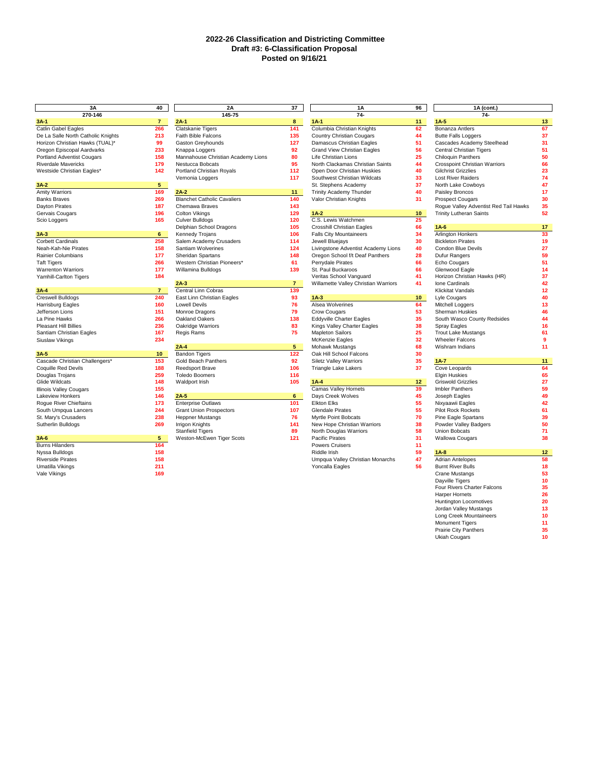## 2022-26 Classification and Districting Committee
## Draft #3: 6-Classification Proposal
## Posted on 9/16/21

| 3A | 40 |
|---|---|
| 270-146 | |
| **3A-1** | **7** |
| Catlin Gabel Eagles | 266 |
| De La Salle North Catholic Knights | 213 |
| Horizon Christian Hawks (TUAL)* | 99 |
| Oregon Episcopal Aardvarks | 233 |
| Portland Adventist Cougars | 158 |
| Riverdale Mavericks | 179 |
| Westside Christian Eagles* | 142 |
| **3A-2** | **5** |
| Amity Warriors | 169 |
| Banks Braves | 269 |
| Dayton Pirates | 187 |
| Gervais Cougars | 196 |
| Scio Loggers | 165 |
| **3A-3** | **6** |
| Corbett Cardinals | 258 |
| Neah-Kah-Nie Pirates | 158 |
| Rainier Columbians | 177 |
| Taft Tigers | 266 |
| Warrenton Warriors | 177 |
| Yamhill-Carlton Tigers | 184 |
| **3A-4** | **7** |
| Creswell Bulldogs | 240 |
| Harrisburg Eagles | 160 |
| Jefferson Lions | 151 |
| La Pine Hawks | 266 |
| Pleasant Hill Billies | 236 |
| Santiam Christian Eagles | 167 |
| Siuslaw Vikings | 234 |
| **3A-5** | **10** |
| Cascade Christian Challengers* | 153 |
| Coquille Red Devils | 188 |
| Douglas Trojans | 259 |
| Glide Wildcats | 148 |
| Illinois Valley Cougars | 155 |
| Lakeview Honkers | 146 |
| Rogue River Chieftains | 173 |
| South Umpqua Lancers | 244 |
| St. Mary's Crusaders | 238 |
| Sutherlin Bulldogs | 269 |
| **3A-6** | **5** |
| Burns Hilanders | 164 |
| Nyssa Bulldogs | 158 |
| Riverside Pirates | 158 |
| Umatilla Vikings | 211 |
| Vale Vikings | 169 |

| 2A | 37 |
|---|---|
| 145-75 | |
| **2A-1** | **8** |
| Clatskanie Tigers | 141 |
| Faith Bible Falcons | 135 |
| Gaston Greyhounds | 127 |
| Knappa Loggers | 92 |
| Mannahouse Christian Academy Lions | 80 |
| Nestucca Bobcats | 95 |
| Portland Christian Royals | 112 |
| Vernonia Loggers | 117 |
| **2A-2** | **11** |
| Blanchet Catholic Cavaliers | 140 |
| Chemawa Braves | 143 |
| Colton Vikings | 129 |
| Culver Bulldogs | 120 |
| Delphian School Dragons | 105 |
| Kennedy Trojans | 106 |
| Salem Academy Crusaders | 114 |
| Santiam Wolverines | 124 |
| Sheridan Spartans | 148 |
| Western Christian Pioneers* | 61 |
| Willamina Bulldogs | 139 |
| **2A-3** | **7** |
| Central Linn Cobras | 139 |
| East Linn Christian Eagles | 93 |
| Lowell Devils | 76 |
| Monroe Dragons | 79 |
| Oakland Oakers | 138 |
| Oakridge Warriors | 83 |
| Regis Rams | 75 |
| **2A-4** | **5** |
| Bandon Tigers | 122 |
| Gold Beach Panthers | 92 |
| Reedsport Brave | 106 |
| Toledo Boomers | 116 |
| Waldport Irish | 105 |
| **2A-5** | **6** |
| Enterprise Outlaws | 101 |
| Grant Union Prospectors | 107 |
| Heppner Mustangs | 76 |
| Irrigon Knights | 141 |
| Stanfield Tigers | 89 |
| Weston-McEwen Tiger Scots | 121 |

| 1A | 96 |
|---|---|
| 74- | |
| **1A-1** | **11** |
| Columbia Christian Knights | 62 |
| Country Christian Cougars | 44 |
| Damascus Christian Eagles | 51 |
| Grand View Christian Eagles | 56 |
| Life Christian Lions | 25 |
| North Clackamas Christian Saints | 44 |
| Open Door Christian Huskies | 40 |
| Southwest Christian Wildcats | 33 |
| St. Stephens Academy | 37 |
| Trinity Academy Thunder | 40 |
| Valor Christian Knights | 31 |
| **1A-2** | **10** |
| C.S. Lewis Watchmen | 25 |
| Crosshill Christian Eagles | 66 |
| Falls City Mountaineers | 34 |
| Jewell Bluejays | 30 |
| Livingstone Adventist Academy Lions | 40 |
| Oregon School f/t Deaf Panthers | 28 |
| Perrydale Pirates | 66 |
| St. Paul Buckaroos | 66 |
| Veritas School Vanguard | 41 |
| Willamette Valley Christian Warriors | 41 |
| **1A-3** | **10** |
| Alsea Wolverines | 64 |
| Crow Cougars | 53 |
| Eddyville Charter Eagles | 35 |
| Kings Valley Charter Eagles | 38 |
| Mapleton Sailors | 25 |
| McKenzie Eagles | 32 |
| Mohawk Mustangs | 68 |
| Oak Hill School Falcons | 30 |
| Siletz Valley Warriors | 35 |
| Triangle Lake Lakers | 37 |
| **1A-4** | **12** |
| Camas Valley Hornets | 39 |
| Days Creek Wolves | 45 |
| Elkton Elks | 55 |
| Glendale Pirates | 55 |
| Myrtle Point Bobcats | 70 |
| New Hope Christian Warriors | 38 |
| North Douglas Warriors | 58 |
| Pacific Pirates | 31 |
| Powers Cruisers | 11 |
| Riddle Irish | 59 |
| Umpqua Valley Christian Monarchs | 47 |
| Yoncalla Eagles | 56 |

| 1A (cont.) | |
|---|---|
| 74- | |
| **1A-5** | **13** |
| Bonanza Antlers | 67 |
| Butte Falls Loggers | 37 |
| Cascades Academy Steelhead | 31 |
| Central Christian Tigers | 51 |
| Chiloquin Panthers | 50 |
| Crosspoint Christian Warriors | 66 |
| Gilchrist Grizzlies | 23 |
| Lost River Raiders | 74 |
| North Lake Cowboys | 47 |
| Paisley Broncos | 17 |
| Prospect Cougars | 30 |
| Rogue Valley Adventist Red Tail Hawks | 35 |
| Trinity Lutheran Saints | 52 |
| **1A-6** | **17** |
| Arlington Honkers | 33 |
| Bickleton Pirates | 19 |
| Condon Blue Devils | 27 |
| Dufur Rangers | 59 |
| Echo Cougars | 51 |
| Glenwood Eagle | 14 |
| Horizon Christian Hawks (HR) | 37 |
| Ione Cardinals | 42 |
| Klickitat Vandals | 12 |
| Lyle Cougars | 40 |
| Mitchell Loggers | 13 |
| Sherman Huskies | 46 |
| South Wasco County Redsides | 44 |
| Spray Eagles | 16 |
| Trout Lake Mustangs | 61 |
| Wheeler Falcons | 9 |
| Wishram Indians | 11 |
| **1A-7** | **11** |
| Cove Leopards | 64 |
| Elgin Huskies | 65 |
| Griswold Grizzlies | 27 |
| Imbler Panthers | 59 |
| Joseph Eagles | 49 |
| Nixyaawii Eagles | 42 |
| Pilot Rock Rockets | 61 |
| Pine Eagle Spartans | 39 |
| Powder Valley Badgers | 50 |
| Union Bobcats | 71 |
| Wallowa Cougars | 38 |
| **1A-8** | **12** |
| Adrian Antelopes | 58 |
| Burnt River Bulls | 18 |
| Crane Mustangs | 53 |
| Dayville Tigers | 10 |
| Four Rivers Charter Falcons | 35 |
| Harper Hornets | 26 |
| Huntington Locomotives | 20 |
| Jordan Valley Mustangs | 13 |
| Long Creek Mountaineers | 10 |
| Monument Tigers | 11 |
| Prairie City Panthers | 35 |
| Ukiah Cougars | 10 |